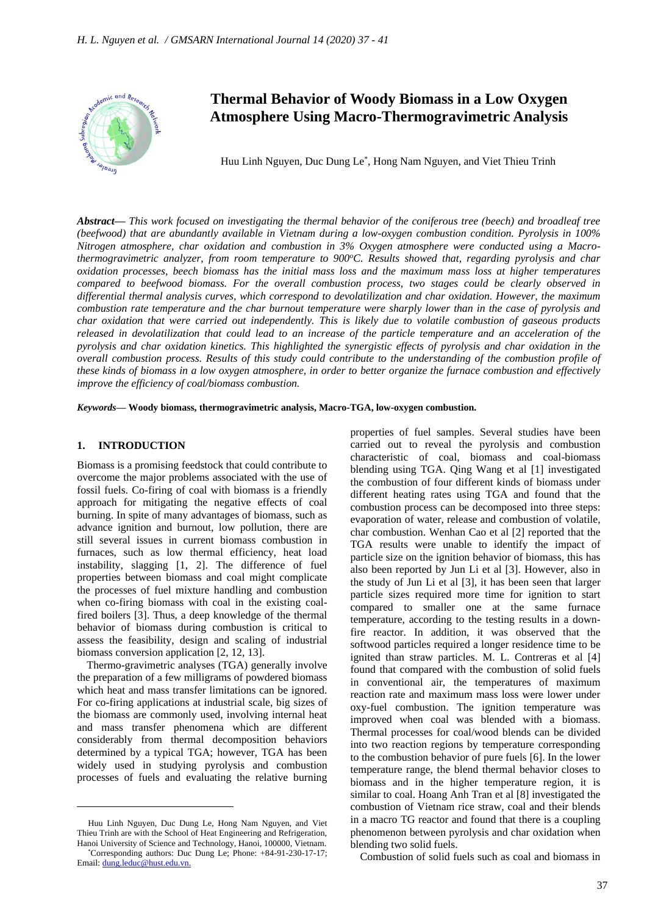# Thermal Behavior of Woody Biomass in a Low Oxygen Atmosphere Using Macro-Thermogravimetric Analysis

Huu Linh Nguyen, Duc Dung Le*, Hong Nam Nguyen, and Viet Thieu Trinh

***Abstract*****—** *This work focused on investigating the thermal behavior of the coniferous tree (beech) and broadleaf tree (beefwood) that are abundantly available in Vietnam during a low-oxygen combustion condition. Pyrolysis in 100% Nitrogen atmosphere, char oxidation and combustion in 3% Oxygen atmosphere were conducted using a Macro-thermogravimetric analyzer, from room temperature to 900°C. Results showed that, regarding pyrolysis and char oxidation processes, beech biomass has the initial mass loss and the maximum mass loss at higher temperatures compared to beefwood biomass. For the overall combustion process, two stages could be clearly observed in differential thermal analysis curves, which correspond to devolatilization and char oxidation. However, the maximum combustion rate temperature and the char burnout temperature were sharply lower than in the case of pyrolysis and char oxidation that were carried out independently. This is likely due to volatile combustion of gaseous products released in devolatilization that could lead to an increase of the particle temperature and an acceleration of the pyrolysis and char oxidation kinetics. This highlighted the synergistic effects of pyrolysis and char oxidation in the overall combustion process. Results of this study could contribute to the understanding of the combustion profile of these kinds of biomass in a low oxygen atmosphere, in order to better organize the furnace combustion and effectively improve the efficiency of coal/biomass combustion.*

***Keywords*****— Woody biomass, thermogravimetric analysis, Macro-TGA, low-oxygen combustion.**

## 1. INTRODUCTION

Biomass is a promising feedstock that could contribute to overcome the major problems associated with the use of fossil fuels. Co-firing of coal with biomass is a friendly approach for mitigating the negative effects of coal burning. In spite of many advantages of biomass, such as advance ignition and burnout, low pollution, there are still several issues in current biomass combustion in furnaces, such as low thermal efficiency, heat load instability, slagging [1, 2]. The difference of fuel properties between biomass and coal might complicate the processes of fuel mixture handling and combustion when co-firing biomass with coal in the existing coal-fired boilers [3]. Thus, a deep knowledge of the thermal behavior of biomass during combustion is critical to assess the feasibility, design and scaling of industrial biomass conversion application [2, 12, 13].

Thermo-gravimetric analyses (TGA) generally involve the preparation of a few milligrams of powdered biomass which heat and mass transfer limitations can be ignored. For co-firing applications at industrial scale, big sizes of the biomass are commonly used, involving internal heat and mass transfer phenomena which are different considerably from thermal decomposition behaviors determined by a typical TGA; however, TGA has been widely used in studying pyrolysis and combustion processes of fuels and evaluating the relative burning properties of fuel samples. Several studies have been carried out to reveal the pyrolysis and combustion characteristic of coal, biomass and coal-biomass blending using TGA. Qing Wang et al [1] investigated the combustion of four different kinds of biomass under different heating rates using TGA and found that the combustion process can be decomposed into three steps: evaporation of water, release and combustion of volatile, char combustion. Wenhan Cao et al [2] reported that the TGA results were unable to identify the impact of particle size on the ignition behavior of biomass, this has also been reported by Jun Li et al [3]. However, also in the study of Jun Li et al [3], it has been seen that larger particle sizes required more time for ignition to start compared to smaller one at the same furnace temperature, according to the testing results in a down-fire reactor. In addition, it was observed that the softwood particles required a longer residence time to be ignited than straw particles. M. L. Contreras et al [4] found that compared with the combustion of solid fuels in conventional air, the temperatures of maximum reaction rate and maximum mass loss were lower under oxy-fuel combustion. The ignition temperature was improved when coal was blended with a biomass. Thermal processes for coal/wood blends can be divided into two reaction regions by temperature corresponding to the combustion behavior of pure fuels [6]. In the lower temperature range, the blend thermal behavior closes to biomass and in the higher temperature region, it is similar to coal. Hoang Anh Tran et al [8] investigated the combustion of Vietnam rice straw, coal and their blends in a macro TG reactor and found that there is a coupling phenomenon between pyrolysis and char oxidation when blending two solid fuels.

Combustion of solid fuels such as coal and biomass in

---

Huu Linh Nguyen, Duc Dung Le, Hong Nam Nguyen, and Viet Thieu Trinh are with the School of Heat Engineering and Refrigeration, Hanoi University of Science and Technology, Hanoi, 100000, Vietnam.

*Corresponding authors: Duc Dung Le; Phone: +84-91-230-17-17; Email: dung.leduc@hust.edu.vn.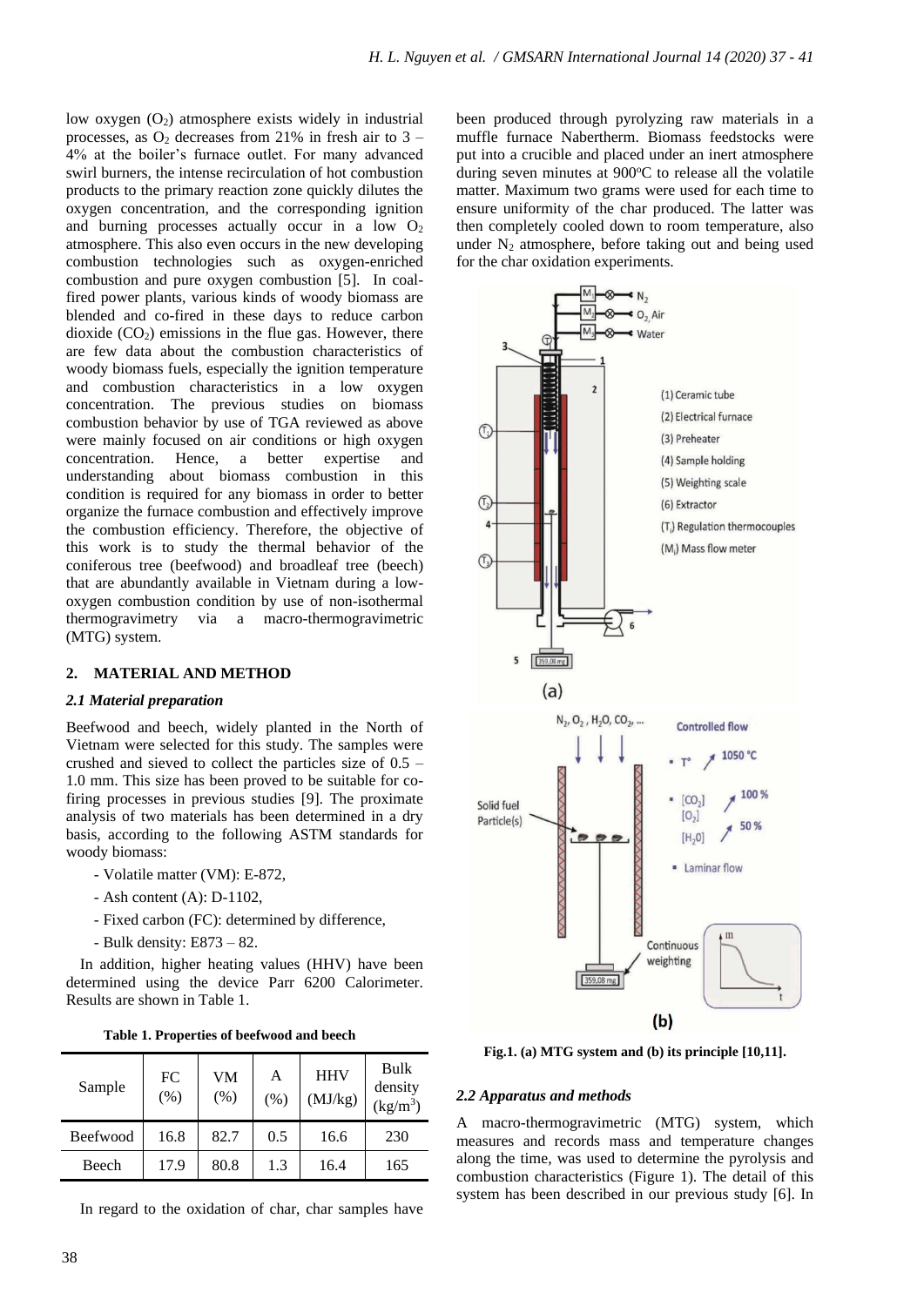low oxygen ($O_2$) atmosphere exists widely in industrial processes, as $O_2$ decreases from 21% in fresh air to 3 – 4% at the boiler's furnace outlet. For many advanced swirl burners, the intense recirculation of hot combustion products to the primary reaction zone quickly dilutes the oxygen concentration, and the corresponding ignition and burning processes actually occur in a low $O_2$ atmosphere. This also even occurs in the new developing combustion technologies such as oxygen-enriched combustion and pure oxygen combustion [5]. In coal-fired power plants, various kinds of woody biomass are blended and co-fired in these days to reduce carbon dioxide ($CO_2$) emissions in the flue gas. However, there are few data about the combustion characteristics of woody biomass fuels, especially the ignition temperature and combustion characteristics in a low oxygen concentration. The previous studies on biomass combustion behavior by use of TGA reviewed as above were mainly focused on air conditions or high oxygen concentration. Hence, a better expertise and understanding about biomass combustion in this condition is required for any biomass in order to better organize the furnace combustion and effectively improve the combustion efficiency. Therefore, the objective of this work is to study the thermal behavior of the coniferous tree (beefwood) and broadleaf tree (beech) that are abundantly available in Vietnam during a low-oxygen combustion condition by use of non-isothermal thermogravimetry via a macro-thermogravimetric (MTG) system.

## 2. MATERIAL AND METHOD

### *2.1 Material preparation*

Beefwood and beech, widely planted in the North of Vietnam were selected for this study. The samples were crushed and sieved to collect the particles size of 0.5 – 1.0 mm. This size has been proved to be suitable for co-firing processes in previous studies [9]. The proximate analysis of two materials has been determined in a dry basis, according to the following ASTM standards for woody biomass:

- Volatile matter (VM): E-872,
- Ash content (A): D-1102,
- Fixed carbon (FC): determined by difference,
- Bulk density: E873 – 82.

In addition, higher heating values (HHV) have been determined using the device Parr 6200 Calorimeter. Results are shown in Table 1.

**Table 1. Properties of beefwood and beech**

| Sample | FC (%) | VM (%) | A (%) | HHV (MJ/kg) | Bulk density ($kg/m^3$) |
|---|---|---|---|---|---|
| Beefwood | 16.8 | 82.7 | 0.5 | 16.6 | 230 |
| Beech | 17.9 | 80.8 | 1.3 | 16.4 | 165 |

In regard to the oxidation of char, char samples have been produced through pyrolyzing raw materials in a muffle furnace Nabertherm. Biomass feedstocks were put into a crucible and placed under an inert atmosphere during seven minutes at 900°C to release all the volatile matter. Maximum two grams were used for each time to ensure uniformity of the char produced. The latter was then completely cooled down to room temperature, also under $N_2$ atmosphere, before taking out and being used for the char oxidation experiments.

**Fig.1. (a) MTG system and (b) its principle [10,11].**

### *2.2 Apparatus and methods*

A macro-thermogravimetric (MTG) system, which measures and records mass and temperature changes along the time, was used to determine the pyrolysis and combustion characteristics (Figure 1). The detail of this system has been described in our previous study [6]. In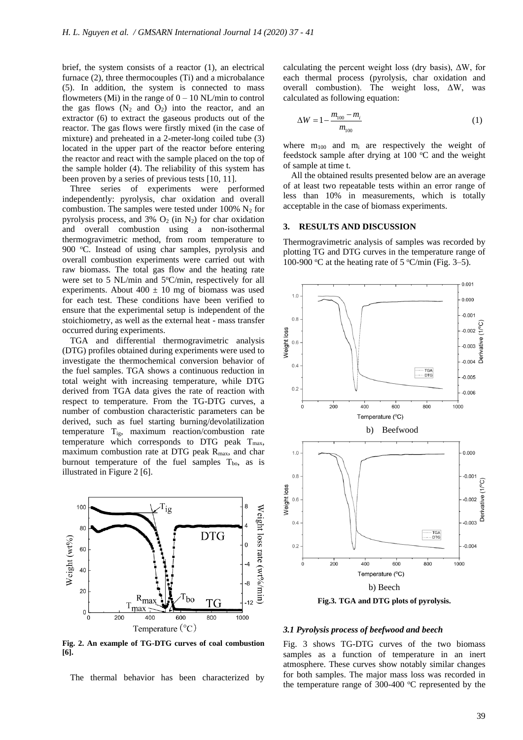brief, the system consists of a reactor (1), an electrical furnace (2), three thermocouples (Ti) and a microbalance (5). In addition, the system is connected to mass flowmeters (Mi) in the range of 0 – 10 NL/min to control the gas flows ($N_2$ and $O_2$) into the reactor, and an extractor (6) to extract the gaseous products out of the reactor. The gas flows were firstly mixed (in the case of mixture) and preheated in a 2-meter-long coiled tube (3) located in the upper part of the reactor before entering the reactor and react with the sample placed on the top of the sample holder (4). The reliability of this system has been proven by a series of previous tests [10, 11].

Three series of experiments were performed independently: pyrolysis, char oxidation and overall combustion. The samples were tested under 100% $N_2$ for pyrolysis process, and 3% $O_2$ (in $N_2$) for char oxidation and overall combustion using a non-isothermal thermogravimetric method, from room temperature to 900 °C. Instead of using char samples, pyrolysis and overall combustion experiments were carried out with raw biomass. The total gas flow and the heating rate were set to 5 NL/min and 5°C/min, respectively for all experiments. About 400 ± 10 mg of biomass was used for each test. These conditions have been verified to ensure that the experimental setup is independent of the stoichiometry, as well as the external heat - mass transfer occurred during experiments.

TGA and differential thermogravimetric analysis (DTG) profiles obtained during experiments were used to investigate the thermochemical conversion behavior of the fuel samples. TGA shows a continuous reduction in total weight with increasing temperature, while DTG derived from TGA data gives the rate of reaction with respect to temperature. From the TG-DTG curves, a number of combustion characteristic parameters can be derived, such as fuel starting burning/devolatilization temperature $T_{ig}$, maximum reaction/combustion rate temperature which corresponds to DTG peak $T_{max}$, maximum combustion rate at DTG peak $R_{max}$, and char burnout temperature of the fuel samples $T_{bo}$, as is illustrated in Figure 2 [6].

**Fig. 2. An example of TG-DTG curves of coal combustion [6].**

The thermal behavior has been characterized by calculating the percent weight loss (dry basis), ΔW, for each thermal process (pyrolysis, char oxidation and overall combustion). The weight loss, ΔW, was calculated as following equation:

$$\Delta W = 1 - \frac{m_{100} - m_i}{m_{100}} \tag{1}$$

where $m_{100}$ and $m_i$ are respectively the weight of feedstock sample after drying at 100 °C and the weight of sample at time t.

All the obtained results presented below are an average of at least two repeatable tests within an error range of less than 10% in measurements, which is totally acceptable in the case of biomass experiments.

## 3. RESULTS AND DISCUSSION

Thermogravimetric analysis of samples was recorded by plotting TG and DTG curves in the temperature range of 100-900 °C at the heating rate of 5 °C/min (Fig. 3–5).

b) Beefwood

b) Beech

**Fig.3. TGA and DTG plots of pyrolysis.**

### *3.1 Pyrolysis process of beefwood and beech*

Fig. 3 shows TG-DTG curves of the two biomass samples as a function of temperature in an inert atmosphere. These curves show notably similar changes for both samples. The major mass loss was recorded in the temperature range of 300-400 °C represented by the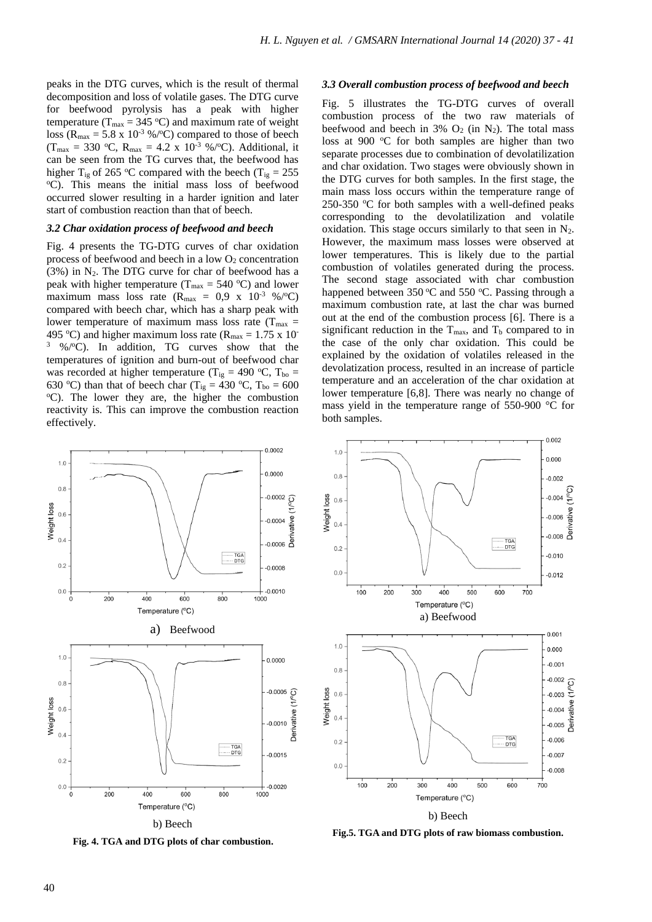peaks in the DTG curves, which is the result of thermal decomposition and loss of volatile gases. The DTG curve for beefwood pyrolysis has a peak with higher temperature ($T_{max}$ = 345 $^oC$) and maximum rate of weight loss ($R_{max}$ = 5.8 x $10^{-3}$ %/$^oC$) compared to those of beech ($T_{max}$ = 330 $^oC$, $R_{max}$ = 4.2 x $10^{-3}$ %/$^oC$). Additional, it can be seen from the TG curves that, the beefwood has higher $T_{ig}$ of 265 $^oC$ compared with the beech ($T_{ig}$ = 255 $^oC$). This means the initial mass loss of beefwood occurred slower resulting in a harder ignition and later start of combustion reaction than that of beech.

### *3.2 Char oxidation process of beefwood and beech*

Fig. 4 presents the TG-DTG curves of char oxidation process of beefwood and beech in a low $O_2$ concentration (3%) in $N_2$. The DTG curve for char of beefwood has a peak with higher temperature ($T_{max}$ = 540 $^oC$) and lower maximum mass loss rate ($R_{max}$ = 0,9 x $10^{-3}$ %/$^oC$) compared with beech char, which has a sharp peak with lower temperature of maximum mass loss rate ($T_{max}$ = 495 $^oC$) and higher maximum loss rate ($R_{max}$ = 1.75 x $10^{-3}$ %/$^oC$). In addition, TG curves show that the temperatures of ignition and burn-out of beefwood char was recorded at higher temperature ($T_{ig}$ = 490 $^oC$, $T_{bo}$ = 630 $^oC$) than that of beech char ($T_{ig}$ = 430 $^oC$, $T_{bo}$ = 600 $^oC$). The lower they are, the higher the combustion reactivity is. This can improve the combustion reaction effectively.

a) Beefwood

b) Beech

**Fig. 4. TGA and DTG plots of char combustion.**

### *3.3 Overall combustion process of beefwood and beech*

Fig. 5 illustrates the TG-DTG curves of overall combustion process of the two raw materials of beefwood and beech in 3% $O_2$ (in $N_2$). The total mass loss at 900 $^oC$ for both samples are higher than two separate processes due to combination of devolatilization and char oxidation. Two stages were obviously shown in the DTG curves for both samples. In the first stage, the main mass loss occurs within the temperature range of 250-350 $^oC$ for both samples with a well-defined peaks corresponding to the devolatilization and volatile oxidation. This stage occurs similarly to that seen in $N_2$. However, the maximum mass losses were observed at lower temperatures. This is likely due to the partial combustion of volatiles generated during the process. The second stage associated with char combustion happened between 350 $^oC$ and 550 $^oC$. Passing through a maximum combustion rate, at last the char was burned out at the end of the combustion process [6]. There is a significant reduction in the $T_{max}$, and $T_b$ compared to in the case of the only char oxidation. This could be explained by the oxidation of volatiles released in the devolatization process, resulted in an increase of particle temperature and an acceleration of the char oxidation at lower temperature [6,8]. There was nearly no change of mass yield in the temperature range of 550-900 °C for both samples.

a) Beefwood

b) Beech

**Fig.5. TGA and DTG plots of raw biomass combustion.**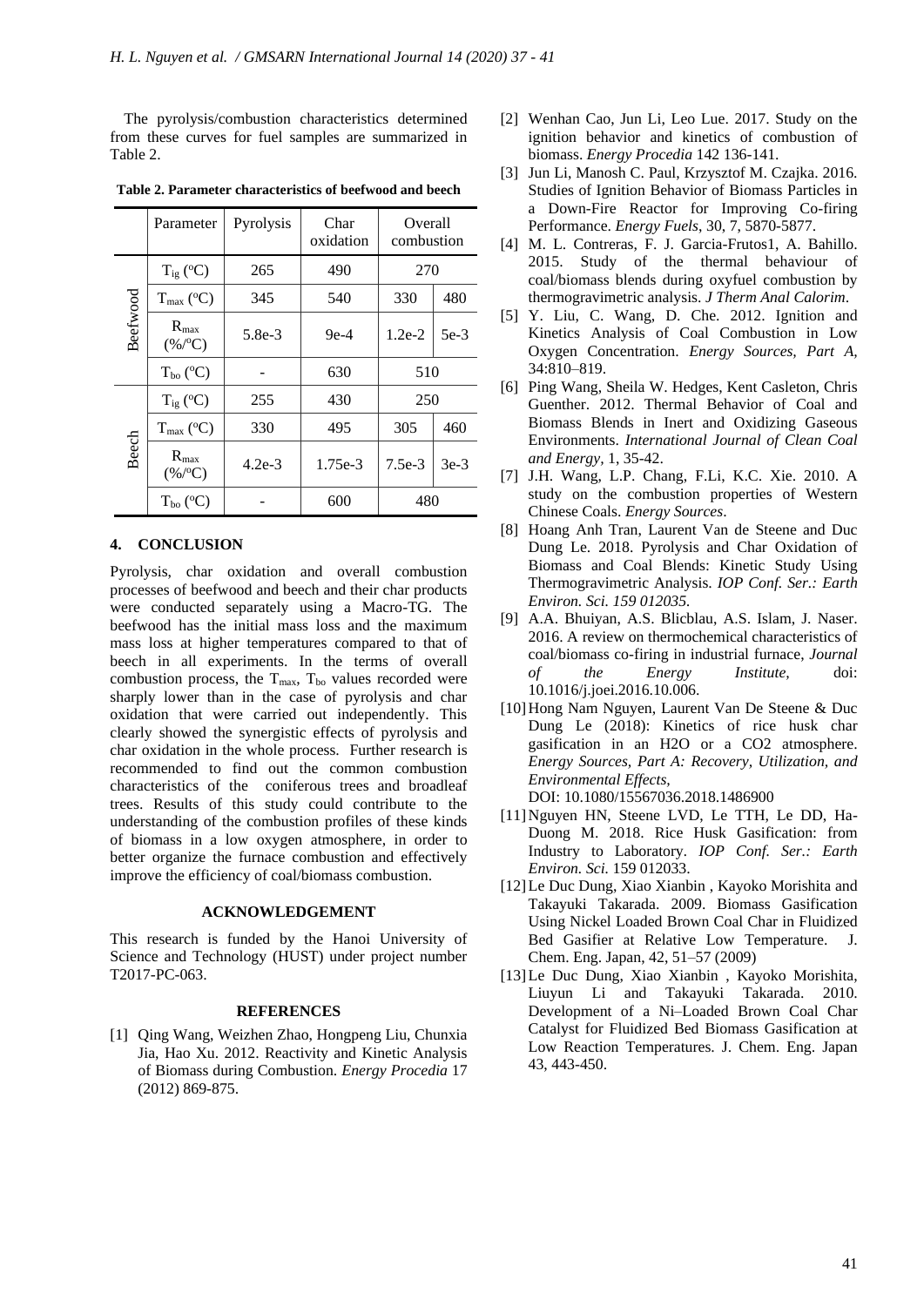The pyrolysis/combustion characteristics determined from these curves for fuel samples are summarized in Table 2.

**Table 2. Parameter characteristics of beefwood and beech**

| | Parameter | Pyrolysis | Char oxidation | Overall combustion | |
|---|---|---|---|---|---|
| Beefwood | $T_{ig}$ (°C) | 265 | 490 | 270 | |
| | $T_{max}$ (°C) | 345 | 540 | 330 | 480 |
| | $R_{max}$ (%/°C) | 5.8e-3 | 9e-4 | 1.2e-2 | 5e-3 |
| | $T_{bo}$ (°C) | - | 630 | 510 | |
| Beech | $T_{ig}$ (°C) | 255 | 430 | 250 | |
| | $T_{max}$ (°C) | 330 | 495 | 305 | 460 |
| | $R_{max}$ (%/°C) | 4.2e-3 | 1.75e-3 | 7.5e-3 | 3e-3 |
| | $T_{bo}$ (°C) | - | 600 | 480 | |

## 4. CONCLUSION

Pyrolysis, char oxidation and overall combustion processes of beefwood and beech and their char products were conducted separately using a Macro-TG. The beefwood has the initial mass loss and the maximum mass loss at higher temperatures compared to that of beech in all experiments. In the terms of overall combustion process, the $T_{max}$, $T_{bo}$ values recorded were sharply lower than in the case of pyrolysis and char oxidation that were carried out independently. This clearly showed the synergistic effects of pyrolysis and char oxidation in the whole process. Further research is recommended to find out the common combustion characteristics of the coniferous trees and broadleaf trees. Results of this study could contribute to the understanding of the combustion profiles of these kinds of biomass in a low oxygen atmosphere, in order to better organize the furnace combustion and effectively improve the efficiency of coal/biomass combustion.

### ACKNOWLEDGEMENT

This research is funded by the Hanoi University of Science and Technology (HUST) under project number T2017-PC-063.

### REFERENCES

[1] Qing Wang, Weizhen Zhao, Hongpeng Liu, Chunxia Jia, Hao Xu. 2012. Reactivity and Kinetic Analysis of Biomass during Combustion. *Energy Procedia* 17 (2012) 869-875.

[2] Wenhan Cao, Jun Li, Leo Lue. 2017. Study on the ignition behavior and kinetics of combustion of biomass. *Energy Procedia* 142 136-141.

[3] Jun Li, Manosh C. Paul, Krzysztof M. Czajka. 2016. Studies of Ignition Behavior of Biomass Particles in a Down-Fire Reactor for Improving Co-firing Performance. *Energy Fuels*, 30, 7, 5870-5877.

[4] M. L. Contreras, F. J. Garcia-Frutos1, A. Bahillo. 2015. Study of the thermal behaviour of coal/biomass blends during oxyfuel combustion by thermogravimetric analysis. *J Therm Anal Calorim*.

[5] Y. Liu, C. Wang, D. Che. 2012. Ignition and Kinetics Analysis of Coal Combustion in Low Oxygen Concentration. *Energy Sources, Part A*, 34:810–819.

[6] Ping Wang, Sheila W. Hedges, Kent Casleton, Chris Guenther. 2012. Thermal Behavior of Coal and Biomass Blends in Inert and Oxidizing Gaseous Environments. *International Journal of Clean Coal and Energy*, 1, 35-42.

[7] J.H. Wang, L.P. Chang, F.Li, K.C. Xie. 2010. A study on the combustion properties of Western Chinese Coals. *Energy Sources*.

[8] Hoang Anh Tran, Laurent Van de Steene and Duc Dung Le. 2018. Pyrolysis and Char Oxidation of Biomass and Coal Blends: Kinetic Study Using Thermogravimetric Analysis. *IOP Conf. Ser.: Earth Environ. Sci. 159 012035.*

[9] A.A. Bhuiyan, A.S. Blicblau, A.S. Islam, J. Naser. 2016. A review on thermochemical characteristics of coal/biomass co-firing in industrial furnace, *Journal of the Energy Institute*, doi: 10.1016/j.joei.2016.10.006.

[10] Hong Nam Nguyen, Laurent Van De Steene & Duc Dung Le (2018): Kinetics of rice husk char gasification in an H2O or a CO2 atmosphere. *Energy Sources, Part A: Recovery, Utilization, and Environmental Effects,* DOI: 10.1080/15567036.2018.1486900

[11] Nguyen HN, Steene LVD, Le TTH, Le DD, Ha-Duong M. 2018. Rice Husk Gasification: from Industry to Laboratory. *IOP Conf. Ser.: Earth Environ. Sci.* 159 012033.

[12] Le Duc Dung, Xiao Xianbin , Kayoko Morishita and Takayuki Takarada. 2009. Biomass Gasification Using Nickel Loaded Brown Coal Char in Fluidized Bed Gasifier at Relative Low Temperature. J. Chem. Eng. Japan, 42, 51–57 (2009)

[13] Le Duc Dung, Xiao Xianbin , Kayoko Morishita, Liuyun Li and Takayuki Takarada. 2010. Development of a Ni–Loaded Brown Coal Char Catalyst for Fluidized Bed Biomass Gasification at Low Reaction Temperatures. J. Chem. Eng. Japan 43, 443-450.